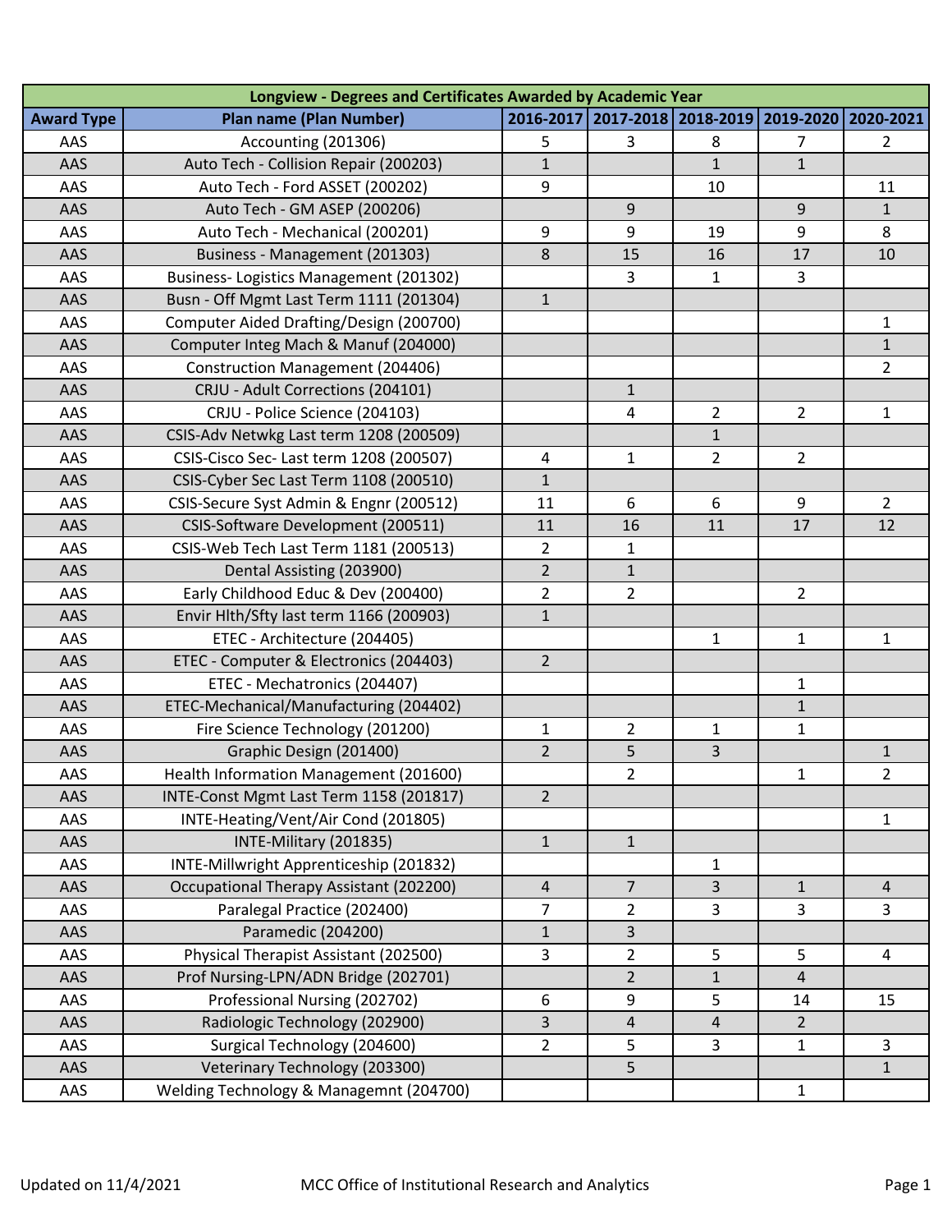| Longview - Degrees and Certificates Awarded by Academic Year | | | | | | |
|---|---|---|---|---|---|---|
| **Award Type** | **Plan name (Plan Number)** | **2016-2017** | **2017-2018** | **2018-2019** | **2019-2020** | **2020-2021** |
| AAS | Accounting (201306) | 5 | 3 | 8 | 7 | 2 |
| AAS | Auto Tech - Collision Repair (200203) | 1 | | 1 | 1 | |
| AAS | Auto Tech - Ford ASSET (200202) | 9 | | 10 | | 11 |
| AAS | Auto Tech - GM ASEP (200206) | | 9 | | 9 | 1 |
| AAS | Auto Tech - Mechanical (200201) | 9 | 9 | 19 | 9 | 8 |
| AAS | Business - Management (201303) | 8 | 15 | 16 | 17 | 10 |
| AAS | Business- Logistics Management (201302) | | 3 | 1 | 3 | |
| AAS | Busn - Off Mgmt Last Term 1111 (201304) | 1 | | | | |
| AAS | Computer Aided Drafting/Design (200700) | | | | | 1 |
| AAS | Computer Integ Mach & Manuf (204000) | | | | | 1 |
| AAS | Construction Management (204406) | | | | | 2 |
| AAS | CRJU - Adult Corrections (204101) | | 1 | | | |
| AAS | CRJU - Police Science (204103) | | 4 | 2 | 2 | 1 |
| AAS | CSIS-Adv Netwkg Last term 1208 (200509) | | | 1 | | |
| AAS | CSIS-Cisco Sec- Last term 1208 (200507) | 4 | 1 | 2 | 2 | |
| AAS | CSIS-Cyber Sec Last Term 1108 (200510) | 1 | | | | |
| AAS | CSIS-Secure Syst Admin & Engnr (200512) | 11 | 6 | 6 | 9 | 2 |
| AAS | CSIS-Software Development (200511) | 11 | 16 | 11 | 17 | 12 |
| AAS | CSIS-Web Tech Last Term 1181 (200513) | 2 | 1 | | | |
| AAS | Dental Assisting (203900) | 2 | 1 | | | |
| AAS | Early Childhood Educ & Dev (200400) | 2 | 2 | | 2 | |
| AAS | Envir Hlth/Sfty last term 1166 (200903) | 1 | | | | |
| AAS | ETEC - Architecture (204405) | | | 1 | 1 | 1 |
| AAS | ETEC - Computer & Electronics (204403) | 2 | | | | |
| AAS | ETEC - Mechatronics (204407) | | | | 1 | |
| AAS | ETEC-Mechanical/Manufacturing (204402) | | | | 1 | |
| AAS | Fire Science Technology (201200) | 1 | 2 | 1 | 1 | |
| AAS | Graphic Design (201400) | 2 | 5 | 3 | | 1 |
| AAS | Health Information Management (201600) | | 2 | | 1 | 2 |
| AAS | INTE-Const Mgmt Last Term 1158 (201817) | 2 | | | | |
| AAS | INTE-Heating/Vent/Air Cond (201805) | | | | | 1 |
| AAS | INTE-Military (201835) | 1 | 1 | | | |
| AAS | INTE-Millwright Apprenticeship (201832) | | | 1 | | |
| AAS | Occupational Therapy Assistant (202200) | 4 | 7 | 3 | 1 | 4 |
| AAS | Paralegal Practice (202400) | 7 | 2 | 3 | 3 | 3 |
| AAS | Paramedic (204200) | 1 | 3 | | | |
| AAS | Physical Therapist Assistant (202500) | 3 | 2 | 5 | 5 | 4 |
| AAS | Prof Nursing-LPN/ADN Bridge (202701) | | 2 | 1 | 4 | |
| AAS | Professional Nursing (202702) | 6 | 9 | 5 | 14 | 15 |
| AAS | Radiologic Technology (202900) | 3 | 4 | 4 | 2 | |
| AAS | Surgical Technology (204600) | 2 | 5 | 3 | 1 | 3 |
| AAS | Veterinary Technology (203300) | | 5 | | | 1 |
| AAS | Welding Technology & Managemnt (204700) | | | | 1 | |

Updated on 11/4/2021 MCC Office of Institutional Research and Analytics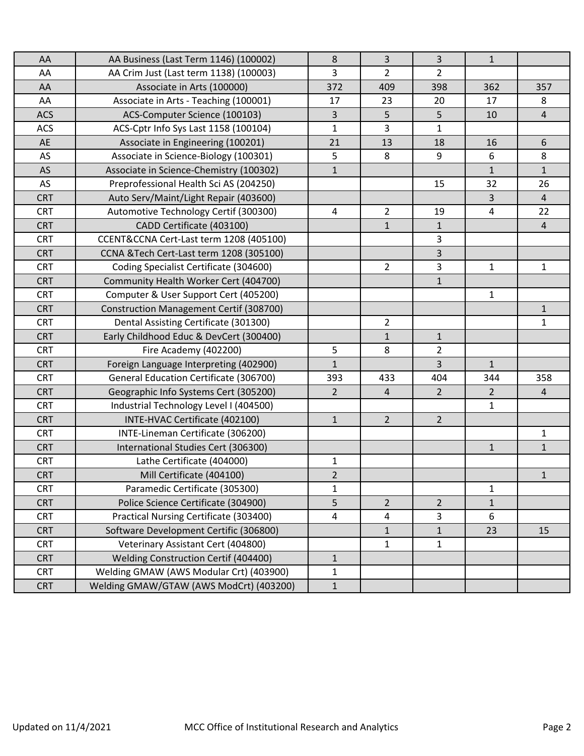| | | | | | | |
|---|---|---|---|---|---|---|
| AA | AA Business (Last Term 1146) (100002) | 8 | 3 | 3 | 1 | |
| AA | AA Crim Just (Last term 1138) (100003) | 3 | 2 | 2 | | |
| AA | Associate in Arts (100000) | 372 | 409 | 398 | 362 | 357 |
| AA | Associate in Arts - Teaching (100001) | 17 | 23 | 20 | 17 | 8 |
| ACS | ACS-Computer Science (100103) | 3 | 5 | 5 | 10 | 4 |
| ACS | ACS-Cptr Info Sys Last 1158 (100104) | 1 | 3 | 1 | | |
| AE | Associate in Engineering (100201) | 21 | 13 | 18 | 16 | 6 |
| AS | Associate in Science-Biology (100301) | 5 | 8 | 9 | 6 | 8 |
| AS | Associate in Science-Chemistry (100302) | 1 | | | 1 | 1 |
| AS | Preprofessional Health Sci AS (204250) | | | 15 | 32 | 26 |
| CRT | Auto Serv/Maint/Light Repair (403600) | | | | 3 | 4 |
| CRT | Automotive Technology Certif (300300) | 4 | 2 | 19 | 4 | 22 |
| CRT | CADD Certificate (403100) | | 1 | 1 | | 4 |
| CRT | CCENT&CCNA Cert-Last term 1208 (405100) | | | 3 | | |
| CRT | CCNA &Tech Cert-Last term 1208 (305100) | | | 3 | | |
| CRT | Coding Specialist Certificate (304600) | | 2 | 3 | 1 | 1 |
| CRT | Community Health Worker Cert (404700) | | | 1 | | |
| CRT | Computer & User Support Cert (405200) | | | | 1 | |
| CRT | Construction Management Certif (308700) | | | | | 1 |
| CRT | Dental Assisting Certificate (301300) | | 2 | | | 1 |
| CRT | Early Childhood Educ & DevCert (300400) | | 1 | 1 | | |
| CRT | Fire Academy (402200) | 5 | 8 | 2 | | |
| CRT | Foreign Language Interpreting (402900) | 1 | | 3 | 1 | |
| CRT | General Education Certificate (306700) | 393 | 433 | 404 | 344 | 358 |
| CRT | Geographic Info Systems Cert (305200) | 2 | 4 | 2 | 2 | 4 |
| CRT | Industrial Technology Level I (404500) | | | | 1 | |
| CRT | INTE-HVAC Certificate (402100) | 1 | 2 | 2 | | |
| CRT | INTE-Lineman Certificate (306200) | | | | | 1 |
| CRT | International Studies Cert (306300) | | | | 1 | 1 |
| CRT | Lathe Certificate (404000) | 1 | | | | |
| CRT | Mill Certificate (404100) | 2 | | | | 1 |
| CRT | Paramedic Certificate (305300) | 1 | | | 1 | |
| CRT | Police Science Certificate (304900) | 5 | 2 | 2 | 1 | |
| CRT | Practical Nursing Certificate (303400) | 4 | 4 | 3 | 6 | |
| CRT | Software Development Certific (306800) | | 1 | 1 | 23 | 15 |
| CRT | Veterinary Assistant Cert (404800) | | 1 | 1 | | |
| CRT | Welding Construction Certif (404400) | 1 | | | | |
| CRT | Welding GMAW (AWS Modular Crt) (403900) | 1 | | | | |
| CRT | Welding GMAW/GTAW (AWS ModCrt) (403200) | 1 | | | | |

Updated on 11/4/2021 MCC Office of Institutional Research and Analytics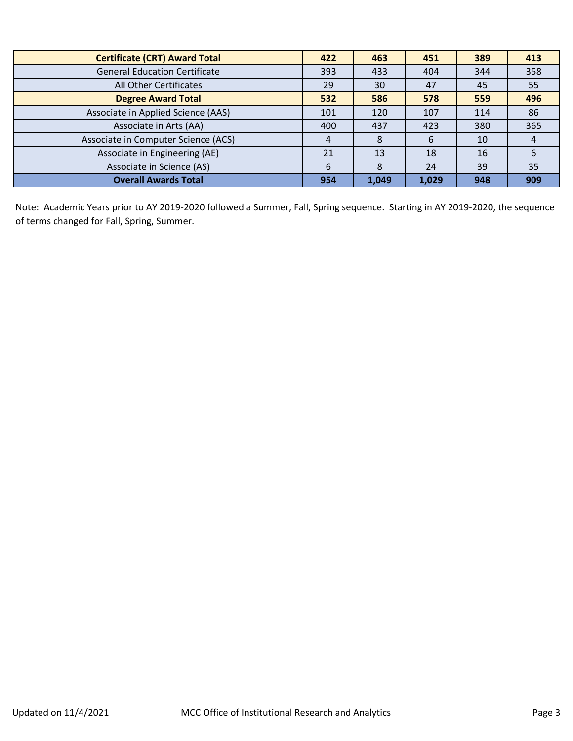| | | | | | |
|---|---|---|---|---|---|
| **Certificate (CRT) Award Total** | **422** | **463** | **451** | **389** | **413** |
| General Education Certificate | 393 | 433 | 404 | 344 | 358 |
| All Other Certificates | 29 | 30 | 47 | 45 | 55 |
| **Degree Award Total** | **532** | **586** | **578** | **559** | **496** |
| Associate in Applied Science (AAS) | 101 | 120 | 107 | 114 | 86 |
| Associate in Arts (AA) | 400 | 437 | 423 | 380 | 365 |
| Associate in Computer Science (ACS) | 4 | 8 | 6 | 10 | 4 |
| Associate in Engineering (AE) | 21 | 13 | 18 | 16 | 6 |
| Associate in Science (AS) | 6 | 8 | 24 | 39 | 35 |
| **Overall Awards Total** | **954** | **1,049** | **1,029** | **948** | **909** |

Note: Academic Years prior to AY 2019-2020 followed a Summer, Fall, Spring sequence. Starting in AY 2019-2020, the sequence of terms changed for Fall, Spring, Summer.

Updated on 11/4/2021 MCC Office of Institutional Research and Analytics